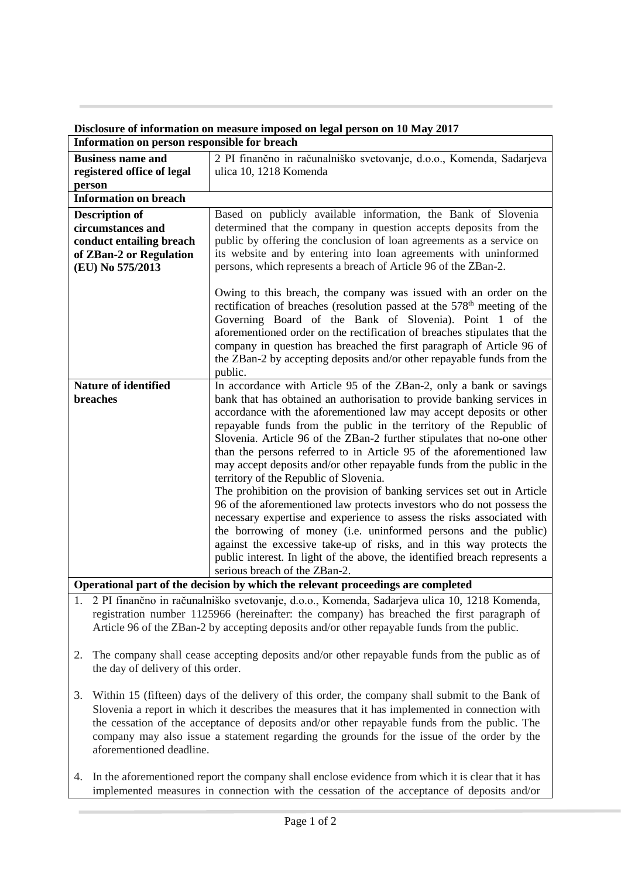**Disclosure of information on measure imposed on legal person on 10 May 2017**

| Information on person responsible for breach | |
|---|---|
| **Business name and registered office of legal person** | 2 PI finančno in računalniško svetovanje, d.o.o., Komenda, Sadarjeva ulica 10, 1218 Komenda |
| **Information on breach** | |
| **Description of circumstances and conduct entailing breach of ZBan-2 or Regulation (EU) No 575/2013** | Based on publicly available information, the Bank of Slovenia determined that the company in question accepts deposits from the public by offering the conclusion of loan agreements as a service on its website and by entering into loan agreements with uninformed persons, which represents a breach of Article 96 of the ZBan-2.<br><br>Owing to this breach, the company was issued with an order on the rectification of breaches (resolution passed at the 578th meeting of the Governing Board of the Bank of Slovenia). Point 1 of the aforementioned order on the rectification of breaches stipulates that the company in question has breached the first paragraph of Article 96 of the ZBan-2 by accepting deposits and/or other repayable funds from the public. |
| **Nature of identified breaches** | In accordance with Article 95 of the ZBan-2, only a bank or savings bank that has obtained an authorisation to provide banking services in accordance with the aforementioned law may accept deposits or other repayable funds from the public in the territory of the Republic of Slovenia. Article 96 of the ZBan-2 further stipulates that no-one other than the persons referred to in Article 95 of the aforementioned law may accept deposits and/or other repayable funds from the public in the territory of the Republic of Slovenia.<br>The prohibition on the provision of banking services set out in Article 96 of the aforementioned law protects investors who do not possess the necessary expertise and experience to assess the risks associated with the borrowing of money (i.e. uninformed persons and the public) against the excessive take-up of risks, and in this way protects the public interest. In light of the above, the identified breach represents a serious breach of the ZBan-2. |

**Operational part of the decision by which the relevant proceedings are completed**

1. 2 PI finančno in računalniško svetovanje, d.o.o., Komenda, Sadarjeva ulica 10, 1218 Komenda, registration number 1125966 (hereinafter: the company) has breached the first paragraph of Article 96 of the ZBan-2 by accepting deposits and/or other repayable funds from the public.

2. The company shall cease accepting deposits and/or other repayable funds from the public as of the day of delivery of this order.

3. Within 15 (fifteen) days of the delivery of this order, the company shall submit to the Bank of Slovenia a report in which it describes the measures that it has implemented in connection with the cessation of the acceptance of deposits and/or other repayable funds from the public. The company may also issue a statement regarding the grounds for the issue of the order by the aforementioned deadline.

4. In the aforementioned report the company shall enclose evidence from which it is clear that it has implemented measures in connection with the cessation of the acceptance of deposits and/or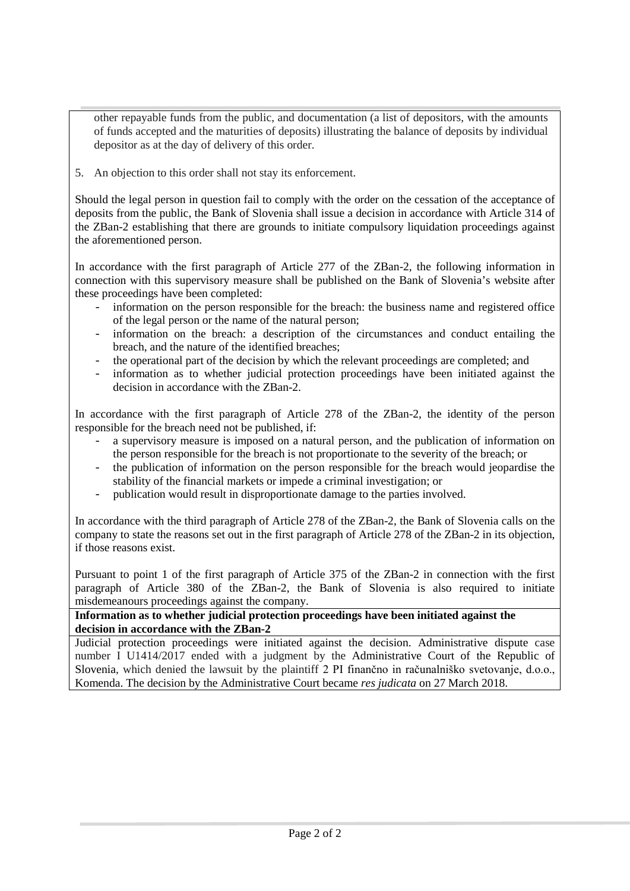other repayable funds from the public, and documentation (a list of depositors, with the amounts of funds accepted and the maturities of deposits) illustrating the balance of deposits by individual depositor as at the day of delivery of this order.

5. An objection to this order shall not stay its enforcement.

Should the legal person in question fail to comply with the order on the cessation of the acceptance of deposits from the public, the Bank of Slovenia shall issue a decision in accordance with Article 314 of the ZBan-2 establishing that there are grounds to initiate compulsory liquidation proceedings against the aforementioned person.

In accordance with the first paragraph of Article 277 of the ZBan-2, the following information in connection with this supervisory measure shall be published on the Bank of Slovenia's website after these proceedings have been completed:

- information on the person responsible for the breach: the business name and registered office of the legal person or the name of the natural person;
- information on the breach: a description of the circumstances and conduct entailing the breach, and the nature of the identified breaches;
- the operational part of the decision by which the relevant proceedings are completed; and
- information as to whether judicial protection proceedings have been initiated against the decision in accordance with the ZBan-2.

In accordance with the first paragraph of Article 278 of the ZBan-2, the identity of the person responsible for the breach need not be published, if:

- a supervisory measure is imposed on a natural person, and the publication of information on the person responsible for the breach is not proportionate to the severity of the breach; or
- the publication of information on the person responsible for the breach would jeopardise the stability of the financial markets or impede a criminal investigation; or
- publication would result in disproportionate damage to the parties involved.

In accordance with the third paragraph of Article 278 of the ZBan-2, the Bank of Slovenia calls on the company to state the reasons set out in the first paragraph of Article 278 of the ZBan-2 in its objection, if those reasons exist.

Pursuant to point 1 of the first paragraph of Article 375 of the ZBan-2 in connection with the first paragraph of Article 380 of the ZBan-2, the Bank of Slovenia is also required to initiate misdemeanours proceedings against the company.

**Information as to whether judicial protection proceedings have been initiated against the decision in accordance with the ZBan-2**

Judicial protection proceedings were initiated against the decision. Administrative dispute case number I U1414/2017 ended with a judgment by the Administrative Court of the Republic of Slovenia, which denied the lawsuit by the plaintiff 2 PI finančno in računalniško svetovanje, d.o.o., Komenda. The decision by the Administrative Court became *res judicata* on 27 March 2018.